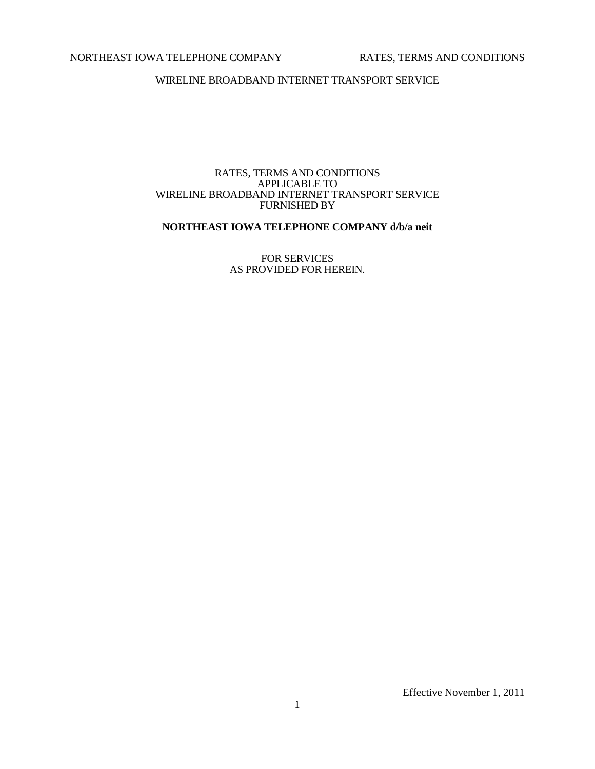RATES, TERMS AND CONDITIONS
APPLICABLE TO
WIRELINE BROADBAND INTERNET TRANSPORT SERVICE
FURNISHED BY

**NORTHEAST IOWA TELEPHONE COMPANY d/b/a neit**

FOR SERVICES
AS PROVIDED FOR HEREIN.

Effective November 1, 2011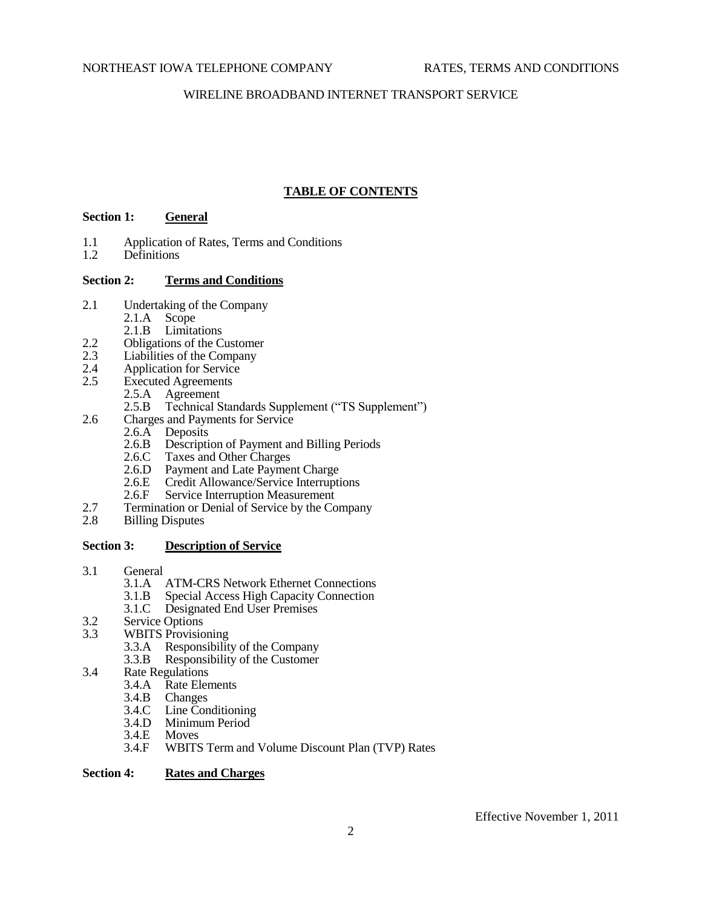# TABLE OF CONTENTS

**Section 1: General**

1.1 Application of Rates, Terms and Conditions
1.2 Definitions

**Section 2: Terms and Conditions**

2.1 Undertaking of the Company
- 2.1.A Scope
- 2.1.B Limitations

2.2 Obligations of the Customer
2.3 Liabilities of the Company
2.4 Application for Service
2.5 Executed Agreements
- 2.5.A Agreement
- 2.5.B Technical Standards Supplement ("TS Supplement")

2.6 Charges and Payments for Service
- 2.6.A Deposits
- 2.6.B Description of Payment and Billing Periods
- 2.6.C Taxes and Other Charges
- 2.6.D Payment and Late Payment Charge
- 2.6.E Credit Allowance/Service Interruptions
- 2.6.F Service Interruption Measurement

2.7 Termination or Denial of Service by the Company
2.8 Billing Disputes

**Section 3: Description of Service**

3.1 General
- 3.1.A ATM-CRS Network Ethernet Connections
- 3.1.B Special Access High Capacity Connection
- 3.1.C Designated End User Premises

3.2 Service Options
3.3 WBITS Provisioning
- 3.3.A Responsibility of the Company
- 3.3.B Responsibility of the Customer

3.4 Rate Regulations
- 3.4.A Rate Elements
- 3.4.B Changes
- 3.4.C Line Conditioning
- 3.4.D Minimum Period
- 3.4.E Moves
- 3.4.F WBITS Term and Volume Discount Plan (TVP) Rates

**Section 4: Rates and Charges**

Effective November 1, 2011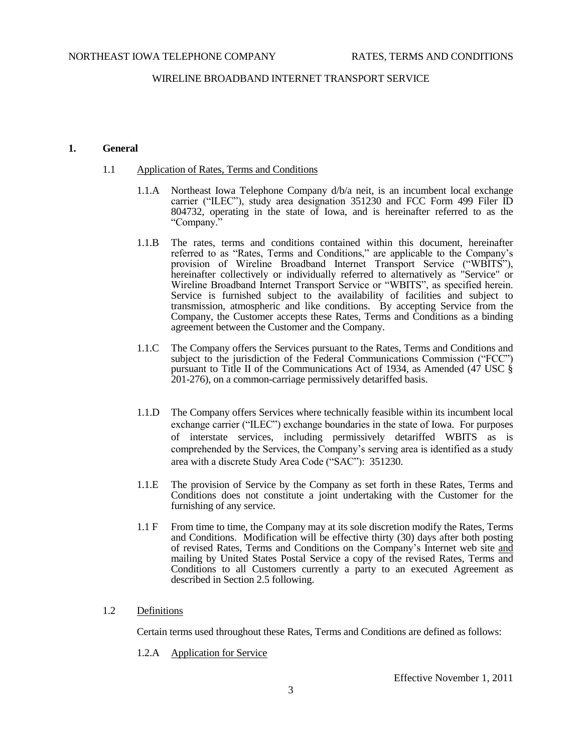## 1. General

### 1.1 Application of Rates, Terms and Conditions

1.1.A Northeast Iowa Telephone Company d/b/a neit, is an incumbent local exchange carrier ("ILEC"), study area designation 351230 and FCC Form 499 Filer ID 804732, operating in the state of Iowa, and is hereinafter referred to as the "Company."

1.1.B The rates, terms and conditions contained within this document, hereinafter referred to as "Rates, Terms and Conditions," are applicable to the Company's provision of Wireline Broadband Internet Transport Service ("WBITS"), hereinafter collectively or individually referred to alternatively as "Service" or Wireline Broadband Internet Transport Service or "WBITS", as specified herein. Service is furnished subject to the availability of facilities and subject to transmission, atmospheric and like conditions. By accepting Service from the Company, the Customer accepts these Rates, Terms and Conditions as a binding agreement between the Customer and the Company.

1.1.C The Company offers the Services pursuant to the Rates, Terms and Conditions and subject to the jurisdiction of the Federal Communications Commission ("FCC") pursuant to Title II of the Communications Act of 1934, as Amended (47 USC § 201-276), on a common-carriage permissively detariffed basis.

1.1.D The Company offers Services where technically feasible within its incumbent local exchange carrier ("ILEC") exchange boundaries in the state of Iowa. For purposes of interstate services, including permissively detariffed WBITS as is comprehended by the Services, the Company's serving area is identified as a study area with a discrete Study Area Code ("SAC"): 351230.

1.1.E The provision of Service by the Company as set forth in these Rates, Terms and Conditions does not constitute a joint undertaking with the Customer for the furnishing of any service.

1.1 F From time to time, the Company may at its sole discretion modify the Rates, Terms and Conditions. Modification will be effective thirty (30) days after both posting of revised Rates, Terms and Conditions on the Company's Internet web site <u>and</u> mailing by United States Postal Service a copy of the revised Rates, Terms and Conditions to all Customers currently a party to an executed Agreement as described in Section 2.5 following.

### 1.2 Definitions

Certain terms used throughout these Rates, Terms and Conditions are defined as follows:

1.2.A <u>Application for Service</u>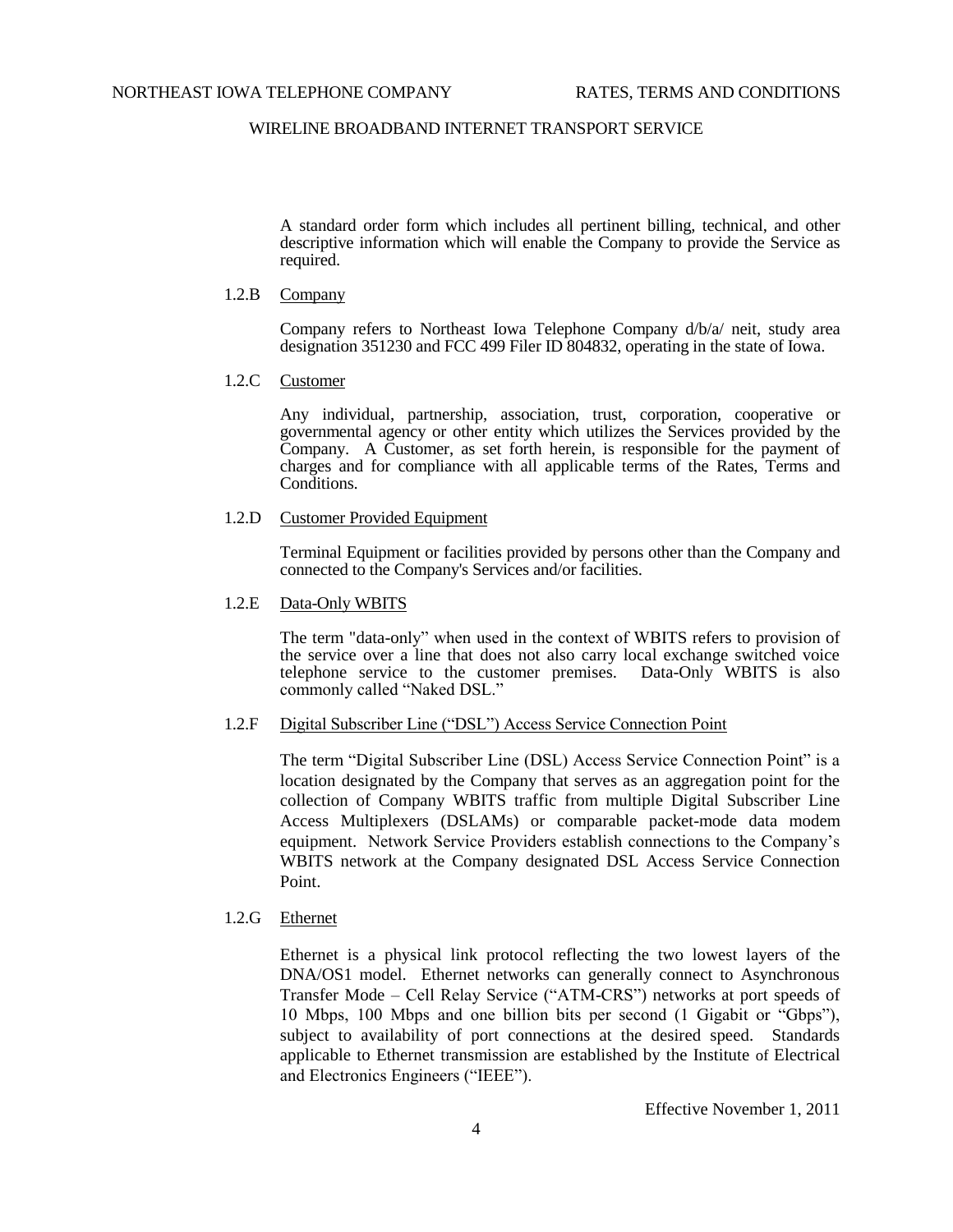A standard order form which includes all pertinent billing, technical, and other descriptive information which will enable the Company to provide the Service as required.

1.2.B Company

Company refers to Northeast Iowa Telephone Company d/b/a/ neit, study area designation 351230 and FCC 499 Filer ID 804832, operating in the state of Iowa.

1.2.C Customer

Any individual, partnership, association, trust, corporation, cooperative or governmental agency or other entity which utilizes the Services provided by the Company. A Customer, as set forth herein, is responsible for the payment of charges and for compliance with all applicable terms of the Rates, Terms and Conditions.

1.2.D Customer Provided Equipment

Terminal Equipment or facilities provided by persons other than the Company and connected to the Company's Services and/or facilities.

1.2.E Data-Only WBITS

The term "data-only" when used in the context of WBITS refers to provision of the service over a line that does not also carry local exchange switched voice telephone service to the customer premises. Data-Only WBITS is also commonly called "Naked DSL."

1.2.F Digital Subscriber Line ("DSL") Access Service Connection Point

The term "Digital Subscriber Line (DSL) Access Service Connection Point" is a location designated by the Company that serves as an aggregation point for the collection of Company WBITS traffic from multiple Digital Subscriber Line Access Multiplexers (DSLAMs) or comparable packet-mode data modem equipment. Network Service Providers establish connections to the Company's WBITS network at the Company designated DSL Access Service Connection Point.

1.2.G Ethernet

Ethernet is a physical link protocol reflecting the two lowest layers of the DNA/OS1 model. Ethernet networks can generally connect to Asynchronous Transfer Mode – Cell Relay Service ("ATM-CRS") networks at port speeds of 10 Mbps, 100 Mbps and one billion bits per second (1 Gigabit or "Gbps"), subject to availability of port connections at the desired speed. Standards applicable to Ethernet transmission are established by the Institute of Electrical and Electronics Engineers ("IEEE").

Effective November 1, 2011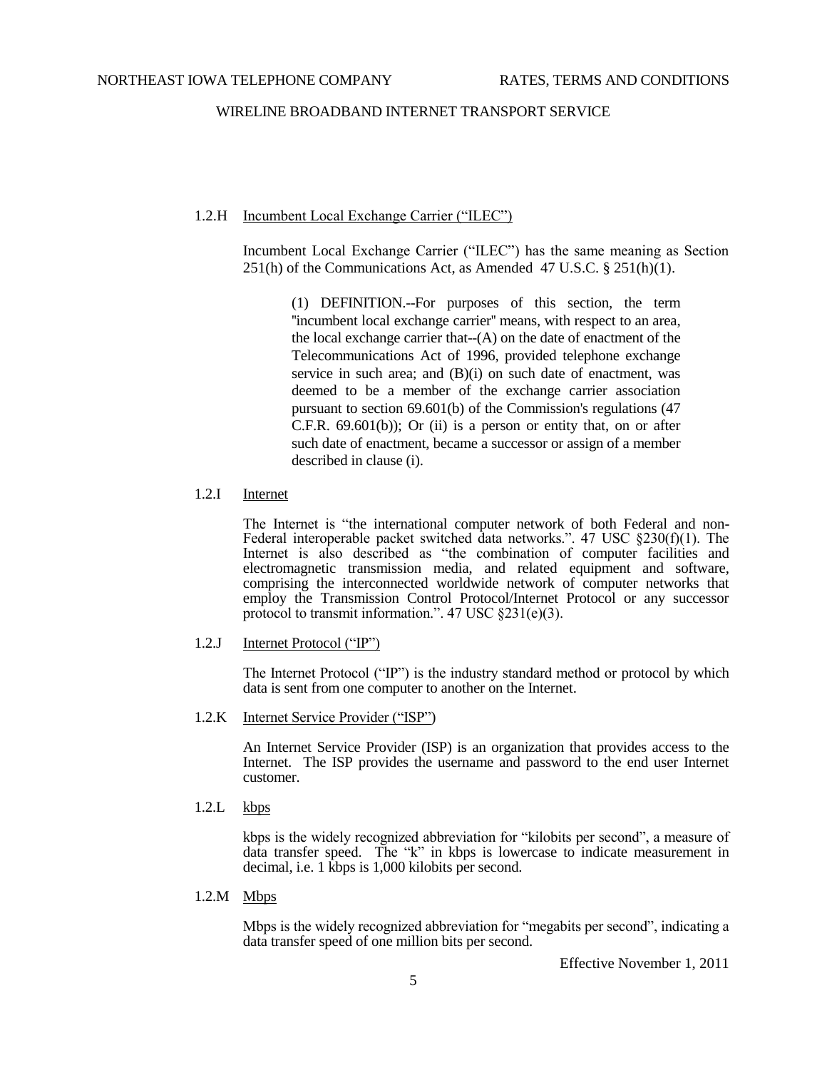### 1.2.H Incumbent Local Exchange Carrier ("ILEC")

Incumbent Local Exchange Carrier ("ILEC") has the same meaning as Section 251(h) of the Communications Act, as Amended 47 U.S.C. § 251(h)(1).

> (1) DEFINITION.--For purposes of this section, the term "incumbent local exchange carrier" means, with respect to an area, the local exchange carrier that--(A) on the date of enactment of the Telecommunications Act of 1996, provided telephone exchange service in such area; and (B)(i) on such date of enactment, was deemed to be a member of the exchange carrier association pursuant to section 69.601(b) of the Commission's regulations (47 C.F.R. 69.601(b)); Or (ii) is a person or entity that, on or after such date of enactment, became a successor or assign of a member described in clause (i).

### 1.2.I Internet

The Internet is "the international computer network of both Federal and non-Federal interoperable packet switched data networks.". 47 USC §230(f)(1). The Internet is also described as "the combination of computer facilities and electromagnetic transmission media, and related equipment and software, comprising the interconnected worldwide network of computer networks that employ the Transmission Control Protocol/Internet Protocol or any successor protocol to transmit information.". 47 USC §231(e)(3).

### 1.2.J Internet Protocol ("IP")

The Internet Protocol ("IP") is the industry standard method or protocol by which data is sent from one computer to another on the Internet.

### 1.2.K Internet Service Provider ("ISP")

An Internet Service Provider (ISP) is an organization that provides access to the Internet. The ISP provides the username and password to the end user Internet customer.

### 1.2.L kbps

kbps is the widely recognized abbreviation for "kilobits per second", a measure of data transfer speed. The "k" in kbps is lowercase to indicate measurement in decimal, i.e. 1 kbps is 1,000 kilobits per second.

### 1.2.M Mbps

Mbps is the widely recognized abbreviation for "megabits per second", indicating a data transfer speed of one million bits per second.

Effective November 1, 2011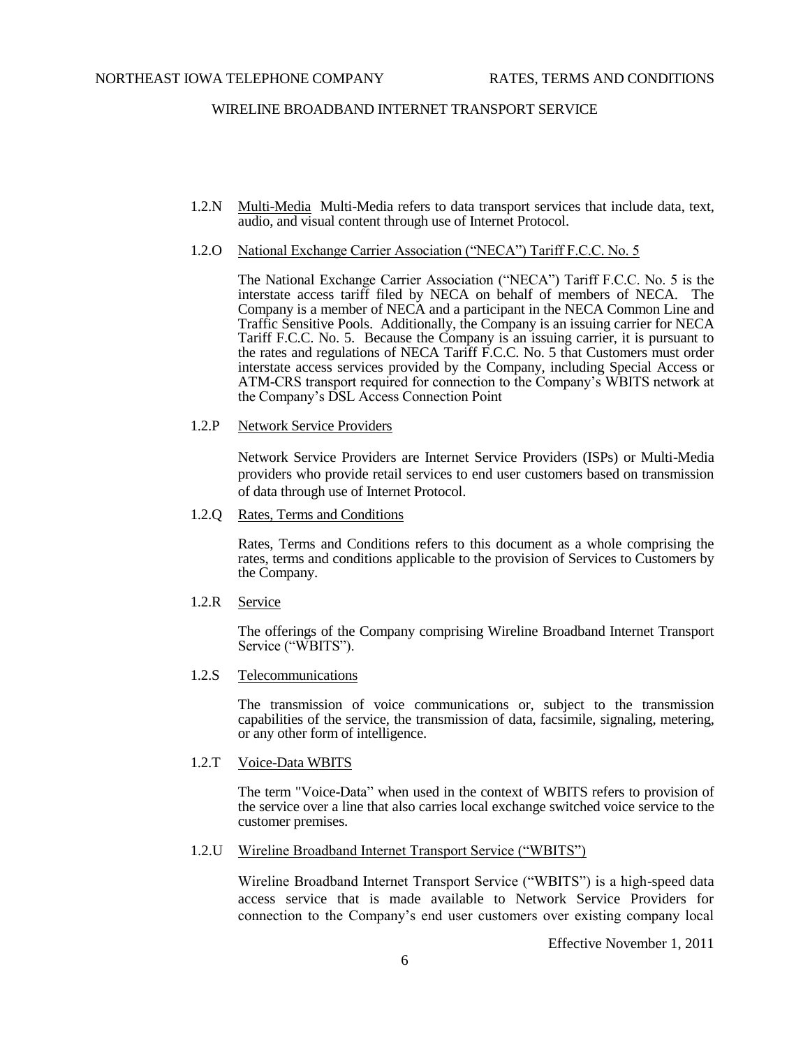1.2.N Multi-Media Multi-Media refers to data transport services that include data, text, audio, and visual content through use of Internet Protocol.

1.2.O National Exchange Carrier Association ("NECA") Tariff F.C.C. No. 5

The National Exchange Carrier Association ("NECA") Tariff F.C.C. No. 5 is the interstate access tariff filed by NECA on behalf of members of NECA. The Company is a member of NECA and a participant in the NECA Common Line and Traffic Sensitive Pools. Additionally, the Company is an issuing carrier for NECA Tariff F.C.C. No. 5. Because the Company is an issuing carrier, it is pursuant to the rates and regulations of NECA Tariff F.C.C. No. 5 that Customers must order interstate access services provided by the Company, including Special Access or ATM-CRS transport required for connection to the Company's WBITS network at the Company's DSL Access Connection Point

1.2.P Network Service Providers

Network Service Providers are Internet Service Providers (ISPs) or Multi-Media providers who provide retail services to end user customers based on transmission of data through use of Internet Protocol.

1.2.Q Rates, Terms and Conditions

Rates, Terms and Conditions refers to this document as a whole comprising the rates, terms and conditions applicable to the provision of Services to Customers by the Company.

1.2.R Service

The offerings of the Company comprising Wireline Broadband Internet Transport Service ("WBITS").

1.2.S Telecommunications

The transmission of voice communications or, subject to the transmission capabilities of the service, the transmission of data, facsimile, signaling, metering, or any other form of intelligence.

1.2.T Voice-Data WBITS

The term "Voice-Data" when used in the context of WBITS refers to provision of the service over a line that also carries local exchange switched voice service to the customer premises.

1.2.U Wireline Broadband Internet Transport Service ("WBITS")

Wireline Broadband Internet Transport Service ("WBITS") is a high-speed data access service that is made available to Network Service Providers for connection to the Company's end user customers over existing company local

Effective November 1, 2011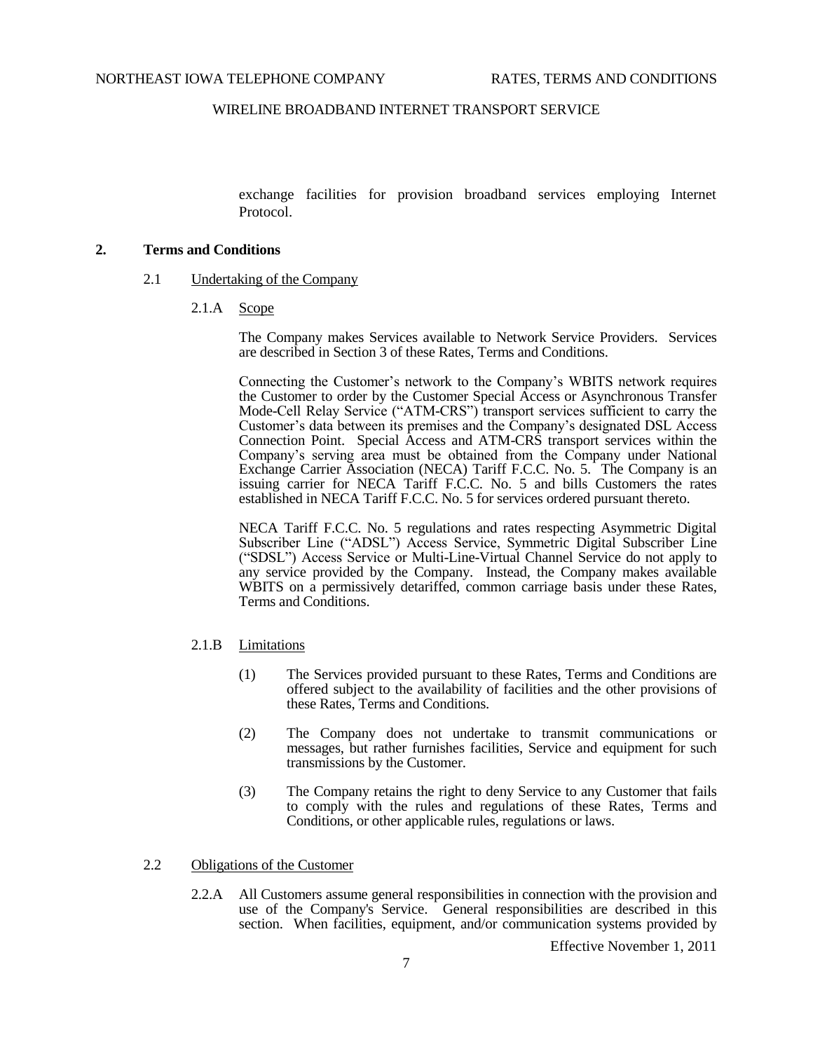exchange facilities for provision broadband services employing Internet Protocol.

## 2. Terms and Conditions

### 2.1 Undertaking of the Company

#### 2.1.A Scope

The Company makes Services available to Network Service Providers. Services are described in Section 3 of these Rates, Terms and Conditions.

Connecting the Customer's network to the Company's WBITS network requires the Customer to order by the Customer Special Access or Asynchronous Transfer Mode-Cell Relay Service ("ATM-CRS") transport services sufficient to carry the Customer's data between its premises and the Company's designated DSL Access Connection Point. Special Access and ATM-CRS transport services within the Company's serving area must be obtained from the Company under National Exchange Carrier Association (NECA) Tariff F.C.C. No. 5. The Company is an issuing carrier for NECA Tariff F.C.C. No. 5 and bills Customers the rates established in NECA Tariff F.C.C. No. 5 for services ordered pursuant thereto.

NECA Tariff F.C.C. No. 5 regulations and rates respecting Asymmetric Digital Subscriber Line ("ADSL") Access Service, Symmetric Digital Subscriber Line ("SDSL") Access Service or Multi-Line-Virtual Channel Service do not apply to any service provided by the Company. Instead, the Company makes available WBITS on a permissively detariffed, common carriage basis under these Rates, Terms and Conditions.

#### 2.1.B Limitations

(1) The Services provided pursuant to these Rates, Terms and Conditions are offered subject to the availability of facilities and the other provisions of these Rates, Terms and Conditions.

(2) The Company does not undertake to transmit communications or messages, but rather furnishes facilities, Service and equipment for such transmissions by the Customer.

(3) The Company retains the right to deny Service to any Customer that fails to comply with the rules and regulations of these Rates, Terms and Conditions, or other applicable rules, regulations or laws.

### 2.2 Obligations of the Customer

2.2.A All Customers assume general responsibilities in connection with the provision and use of the Company's Service. General responsibilities are described in this section. When facilities, equipment, and/or communication systems provided by

Effective November 1, 2011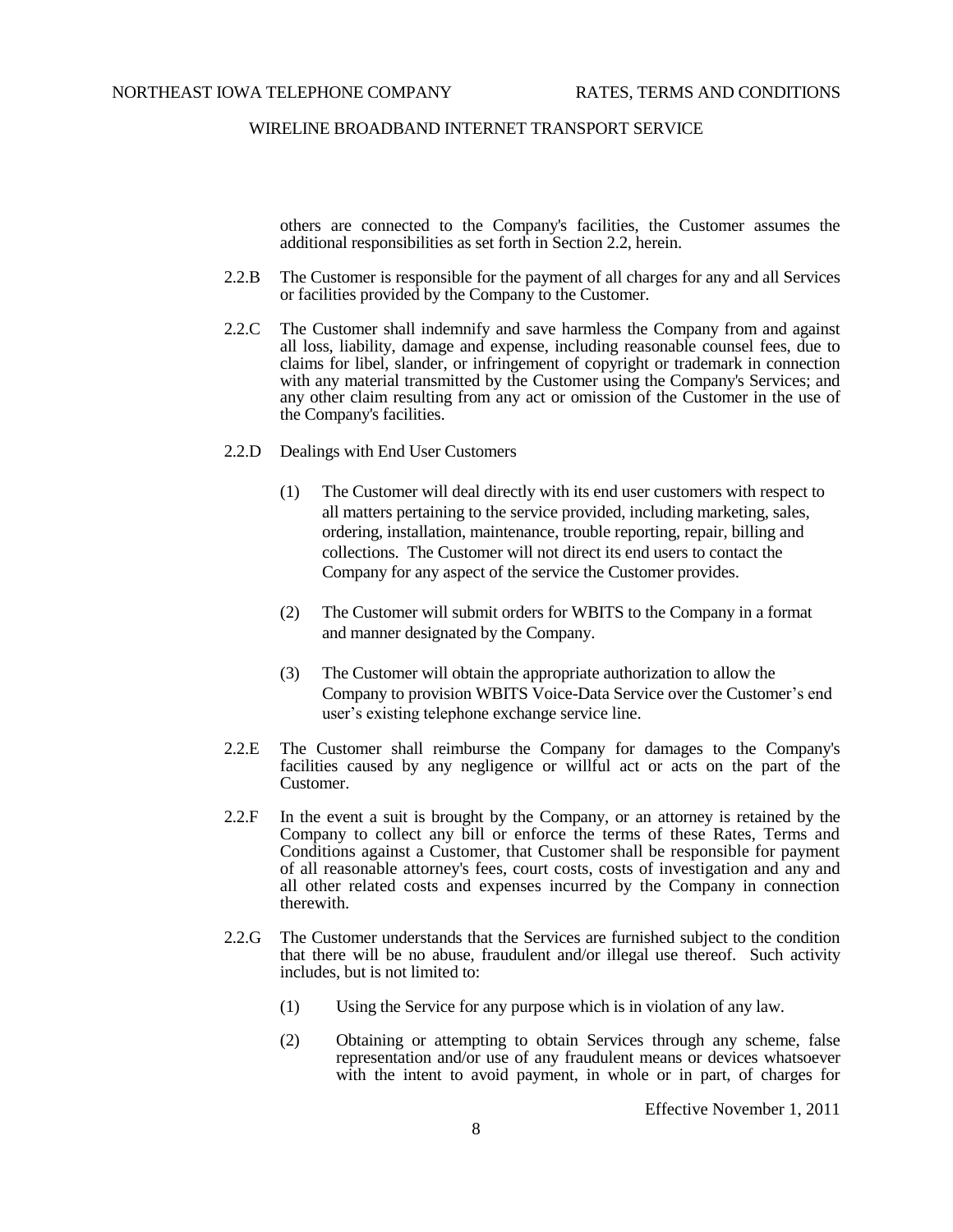others are connected to the Company's facilities, the Customer assumes the additional responsibilities as set forth in Section 2.2, herein.

2.2.B The Customer is responsible for the payment of all charges for any and all Services or facilities provided by the Company to the Customer.

2.2.C The Customer shall indemnify and save harmless the Company from and against all loss, liability, damage and expense, including reasonable counsel fees, due to claims for libel, slander, or infringement of copyright or trademark in connection with any material transmitted by the Customer using the Company's Services; and any other claim resulting from any act or omission of the Customer in the use of the Company's facilities.

2.2.D Dealings with End User Customers

(1) The Customer will deal directly with its end user customers with respect to all matters pertaining to the service provided, including marketing, sales, ordering, installation, maintenance, trouble reporting, repair, billing and collections. The Customer will not direct its end users to contact the Company for any aspect of the service the Customer provides.

(2) The Customer will submit orders for WBITS to the Company in a format and manner designated by the Company.

(3) The Customer will obtain the appropriate authorization to allow the Company to provision WBITS Voice-Data Service over the Customer's end user's existing telephone exchange service line.

2.2.E The Customer shall reimburse the Company for damages to the Company's facilities caused by any negligence or willful act or acts on the part of the Customer.

2.2.F In the event a suit is brought by the Company, or an attorney is retained by the Company to collect any bill or enforce the terms of these Rates, Terms and Conditions against a Customer, that Customer shall be responsible for payment of all reasonable attorney's fees, court costs, costs of investigation and any and all other related costs and expenses incurred by the Company in connection therewith.

2.2.G The Customer understands that the Services are furnished subject to the condition that there will be no abuse, fraudulent and/or illegal use thereof. Such activity includes, but is not limited to:

(1) Using the Service for any purpose which is in violation of any law.

(2) Obtaining or attempting to obtain Services through any scheme, false representation and/or use of any fraudulent means or devices whatsoever with the intent to avoid payment, in whole or in part, of charges for

Effective November 1, 2011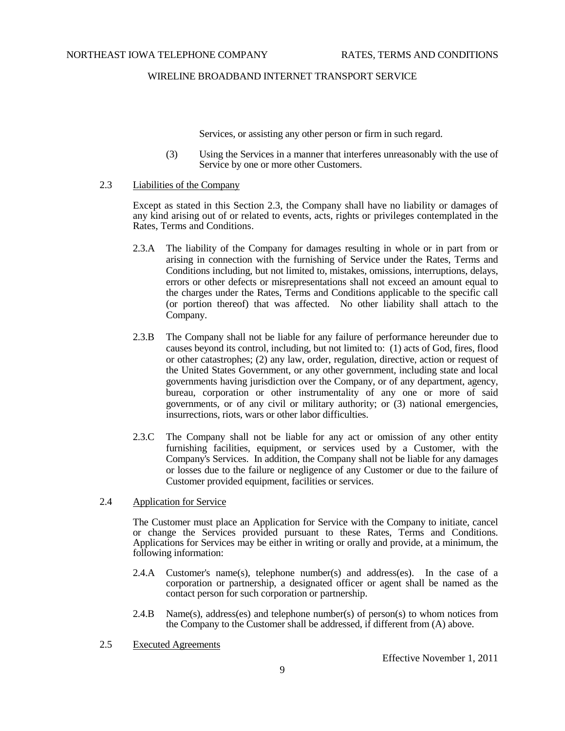Services, or assisting any other person or firm in such regard.

(3) Using the Services in a manner that interferes unreasonably with the use of Service by one or more other Customers.

2.3 Liabilities of the Company

Except as stated in this Section 2.3, the Company shall have no liability or damages of any kind arising out of or related to events, acts, rights or privileges contemplated in the Rates, Terms and Conditions.

2.3.A The liability of the Company for damages resulting in whole or in part from or arising in connection with the furnishing of Service under the Rates, Terms and Conditions including, but not limited to, mistakes, omissions, interruptions, delays, errors or other defects or misrepresentations shall not exceed an amount equal to the charges under the Rates, Terms and Conditions applicable to the specific call (or portion thereof) that was affected. No other liability shall attach to the Company.

2.3.B The Company shall not be liable for any failure of performance hereunder due to causes beyond its control, including, but not limited to: (1) acts of God, fires, flood or other catastrophes; (2) any law, order, regulation, directive, action or request of the United States Government, or any other government, including state and local governments having jurisdiction over the Company, or of any department, agency, bureau, corporation or other instrumentality of any one or more of said governments, or of any civil or military authority; or (3) national emergencies, insurrections, riots, wars or other labor difficulties.

2.3.C The Company shall not be liable for any act or omission of any other entity furnishing facilities, equipment, or services used by a Customer, with the Company's Services. In addition, the Company shall not be liable for any damages or losses due to the failure or negligence of any Customer or due to the failure of Customer provided equipment, facilities or services.

2.4 Application for Service

The Customer must place an Application for Service with the Company to initiate, cancel or change the Services provided pursuant to these Rates, Terms and Conditions. Applications for Services may be either in writing or orally and provide, at a minimum, the following information:

2.4.A Customer's name(s), telephone number(s) and address(es). In the case of a corporation or partnership, a designated officer or agent shall be named as the contact person for such corporation or partnership.

2.4.B Name(s), address(es) and telephone number(s) of person(s) to whom notices from the Company to the Customer shall be addressed, if different from (A) above.

2.5 Executed Agreements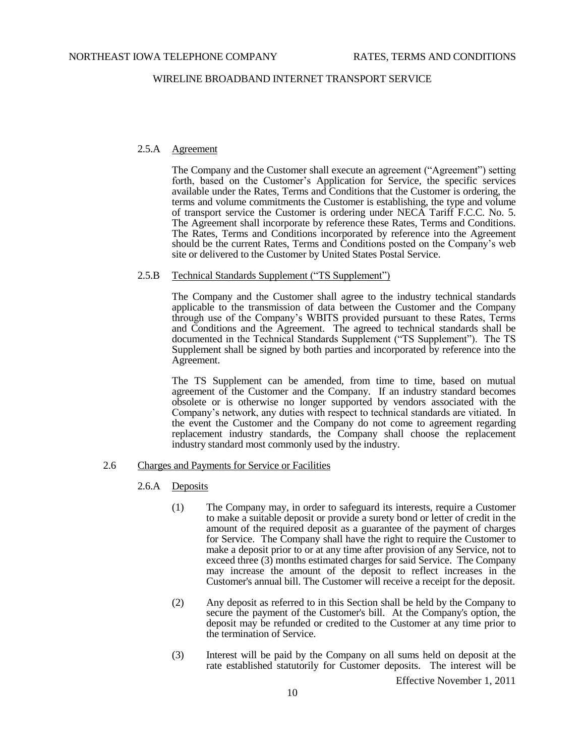#### 2.5.A Agreement

The Company and the Customer shall execute an agreement ("Agreement") setting forth, based on the Customer's Application for Service, the specific services available under the Rates, Terms and Conditions that the Customer is ordering, the terms and volume commitments the Customer is establishing, the type and volume of transport service the Customer is ordering under NECA Tariff F.C.C. No. 5. The Agreement shall incorporate by reference these Rates, Terms and Conditions. The Rates, Terms and Conditions incorporated by reference into the Agreement should be the current Rates, Terms and Conditions posted on the Company's web site or delivered to the Customer by United States Postal Service.

#### 2.5.B Technical Standards Supplement ("TS Supplement")

The Company and the Customer shall agree to the industry technical standards applicable to the transmission of data between the Customer and the Company through use of the Company's WBITS provided pursuant to these Rates, Terms and Conditions and the Agreement. The agreed to technical standards shall be documented in the Technical Standards Supplement ("TS Supplement"). The TS Supplement shall be signed by both parties and incorporated by reference into the Agreement.

The TS Supplement can be amended, from time to time, based on mutual agreement of the Customer and the Company. If an industry standard becomes obsolete or is otherwise no longer supported by vendors associated with the Company's network, any duties with respect to technical standards are vitiated. In the event the Customer and the Company do not come to agreement regarding replacement industry standards, the Company shall choose the replacement industry standard most commonly used by the industry.

### 2.6 Charges and Payments for Service or Facilities

#### 2.6.A Deposits

(1) The Company may, in order to safeguard its interests, require a Customer to make a suitable deposit or provide a surety bond or letter of credit in the amount of the required deposit as a guarantee of the payment of charges for Service. The Company shall have the right to require the Customer to make a deposit prior to or at any time after provision of any Service, not to exceed three (3) months estimated charges for said Service. The Company may increase the amount of the deposit to reflect increases in the Customer's annual bill. The Customer will receive a receipt for the deposit.

(2) Any deposit as referred to in this Section shall be held by the Company to secure the payment of the Customer's bill. At the Company's option, the deposit may be refunded or credited to the Customer at any time prior to the termination of Service.

(3) Interest will be paid by the Company on all sums held on deposit at the rate established statutorily for Customer deposits. The interest will be

Effective November 1, 2011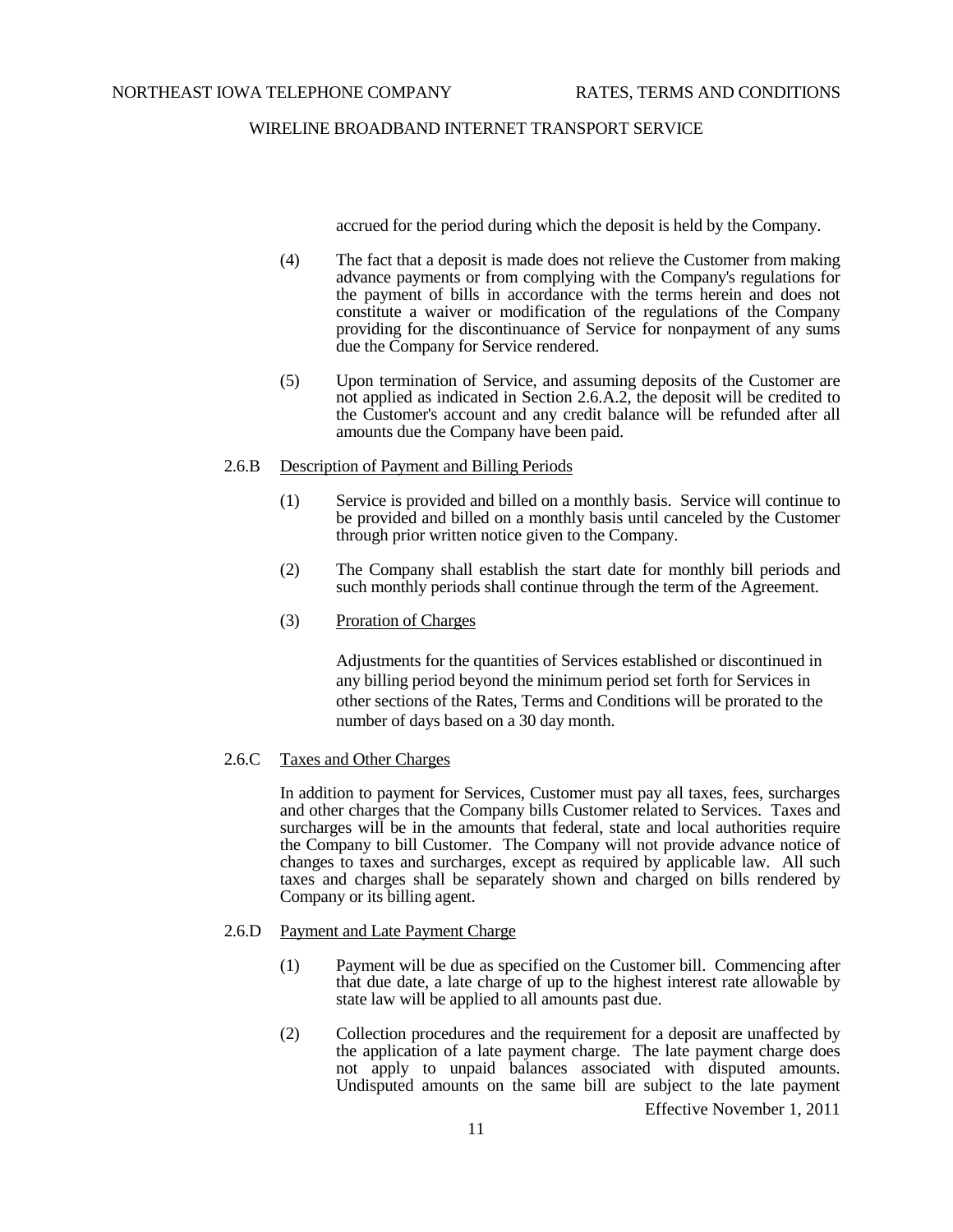accrued for the period during which the deposit is held by the Company.

(4) The fact that a deposit is made does not relieve the Customer from making advance payments or from complying with the Company's regulations for the payment of bills in accordance with the terms herein and does not constitute a waiver or modification of the regulations of the Company providing for the discontinuance of Service for nonpayment of any sums due the Company for Service rendered.

(5) Upon termination of Service, and assuming deposits of the Customer are not applied as indicated in Section 2.6.A.2, the deposit will be credited to the Customer's account and any credit balance will be refunded after all amounts due the Company have been paid.

2.6.B Description of Payment and Billing Periods

(1) Service is provided and billed on a monthly basis. Service will continue to be provided and billed on a monthly basis until canceled by the Customer through prior written notice given to the Company.

(2) The Company shall establish the start date for monthly bill periods and such monthly periods shall continue through the term of the Agreement.

(3) Proration of Charges

Adjustments for the quantities of Services established or discontinued in any billing period beyond the minimum period set forth for Services in other sections of the Rates, Terms and Conditions will be prorated to the number of days based on a 30 day month.

2.6.C Taxes and Other Charges

In addition to payment for Services, Customer must pay all taxes, fees, surcharges and other charges that the Company bills Customer related to Services. Taxes and surcharges will be in the amounts that federal, state and local authorities require the Company to bill Customer. The Company will not provide advance notice of changes to taxes and surcharges, except as required by applicable law. All such taxes and charges shall be separately shown and charged on bills rendered by Company or its billing agent.

2.6.D Payment and Late Payment Charge

(1) Payment will be due as specified on the Customer bill. Commencing after that due date, a late charge of up to the highest interest rate allowable by state law will be applied to all amounts past due.

(2) Collection procedures and the requirement for a deposit are unaffected by the application of a late payment charge. The late payment charge does not apply to unpaid balances associated with disputed amounts. Undisputed amounts on the same bill are subject to the late payment

Effective November 1, 2011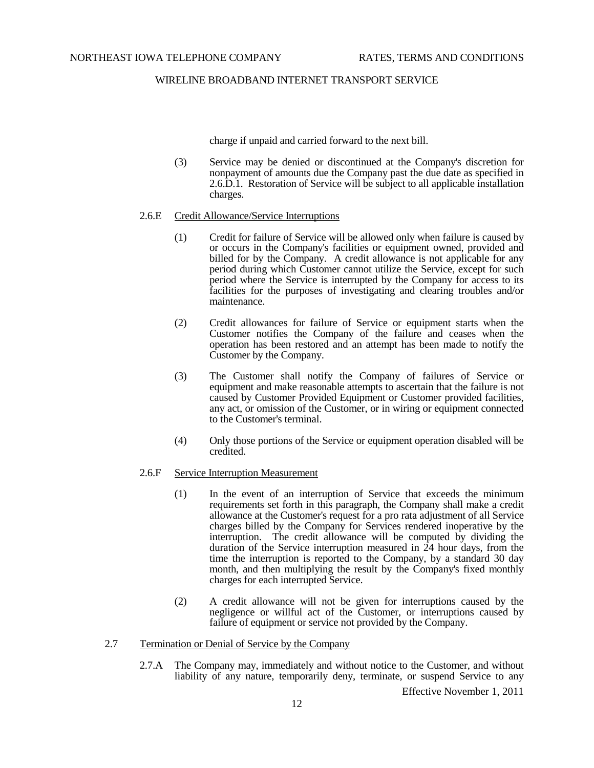charge if unpaid and carried forward to the next bill.

(3) Service may be denied or discontinued at the Company's discretion for nonpayment of amounts due the Company past the due date as specified in 2.6.D.1. Restoration of Service will be subject to all applicable installation charges.

2.6.E <u>Credit Allowance/Service Interruptions</u>

(1) Credit for failure of Service will be allowed only when failure is caused by or occurs in the Company's facilities or equipment owned, provided and billed for by the Company. A credit allowance is not applicable for any period during which Customer cannot utilize the Service, except for such period where the Service is interrupted by the Company for access to its facilities for the purposes of investigating and clearing troubles and/or maintenance.

(2) Credit allowances for failure of Service or equipment starts when the Customer notifies the Company of the failure and ceases when the operation has been restored and an attempt has been made to notify the Customer by the Company.

(3) The Customer shall notify the Company of failures of Service or equipment and make reasonable attempts to ascertain that the failure is not caused by Customer Provided Equipment or Customer provided facilities, any act, or omission of the Customer, or in wiring or equipment connected to the Customer's terminal.

(4) Only those portions of the Service or equipment operation disabled will be credited.

2.6.F <u>Service Interruption Measurement</u>

(1) In the event of an interruption of Service that exceeds the minimum requirements set forth in this paragraph, the Company shall make a credit allowance at the Customer's request for a pro rata adjustment of all Service charges billed by the Company for Services rendered inoperative by the interruption. The credit allowance will be computed by dividing the duration of the Service interruption measured in 24 hour days, from the time the interruption is reported to the Company, by a standard 30 day month, and then multiplying the result by the Company's fixed monthly charges for each interrupted Service.

(2) A credit allowance will not be given for interruptions caused by the negligence or willful act of the Customer, or interruptions caused by failure of equipment or service not provided by the Company.

2.7 <u>Termination or Denial of Service by the Company</u>

2.7.A The Company may, immediately and without notice to the Customer, and without liability of any nature, temporarily deny, terminate, or suspend Service to any

Effective November 1, 2011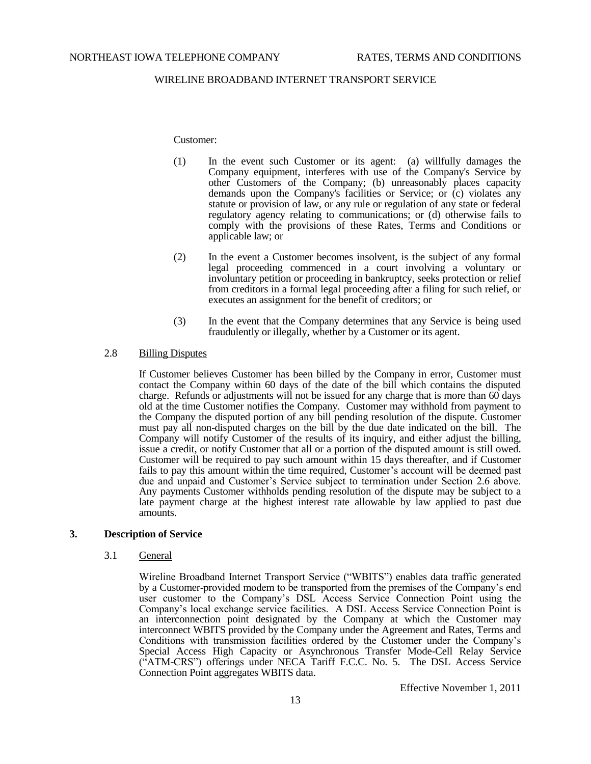Customer:

(1) In the event such Customer or its agent: (a) willfully damages the Company equipment, interferes with use of the Company's Service by other Customers of the Company; (b) unreasonably places capacity demands upon the Company's facilities or Service; or (c) violates any statute or provision of law, or any rule or regulation of any state or federal regulatory agency relating to communications; or (d) otherwise fails to comply with the provisions of these Rates, Terms and Conditions or applicable law; or

(2) In the event a Customer becomes insolvent, is the subject of any formal legal proceeding commenced in a court involving a voluntary or involuntary petition or proceeding in bankruptcy, seeks protection or relief from creditors in a formal legal proceeding after a filing for such relief, or executes an assignment for the benefit of creditors; or

(3) In the event that the Company determines that any Service is being used fraudulently or illegally, whether by a Customer or its agent.

2.8 Billing Disputes

If Customer believes Customer has been billed by the Company in error, Customer must contact the Company within 60 days of the date of the bill which contains the disputed charge. Refunds or adjustments will not be issued for any charge that is more than 60 days old at the time Customer notifies the Company. Customer may withhold from payment to the Company the disputed portion of any bill pending resolution of the dispute. Customer must pay all non-disputed charges on the bill by the due date indicated on the bill. The Company will notify Customer of the results of its inquiry, and either adjust the billing, issue a credit, or notify Customer that all or a portion of the disputed amount is still owed. Customer will be required to pay such amount within 15 days thereafter, and if Customer fails to pay this amount within the time required, Customer's account will be deemed past due and unpaid and Customer's Service subject to termination under Section 2.6 above. Any payments Customer withholds pending resolution of the dispute may be subject to a late payment charge at the highest interest rate allowable by law applied to past due amounts.

## 3. Description of Service

3.1 General

Wireline Broadband Internet Transport Service ("WBITS") enables data traffic generated by a Customer-provided modem to be transported from the premises of the Company's end user customer to the Company's DSL Access Service Connection Point using the Company's local exchange service facilities. A DSL Access Service Connection Point is an interconnection point designated by the Company at which the Customer may interconnect WBITS provided by the Company under the Agreement and Rates, Terms and Conditions with transmission facilities ordered by the Customer under the Company's Special Access High Capacity or Asynchronous Transfer Mode-Cell Relay Service ("ATM-CRS") offerings under NECA Tariff F.C.C. No. 5. The DSL Access Service Connection Point aggregates WBITS data.

Effective November 1, 2011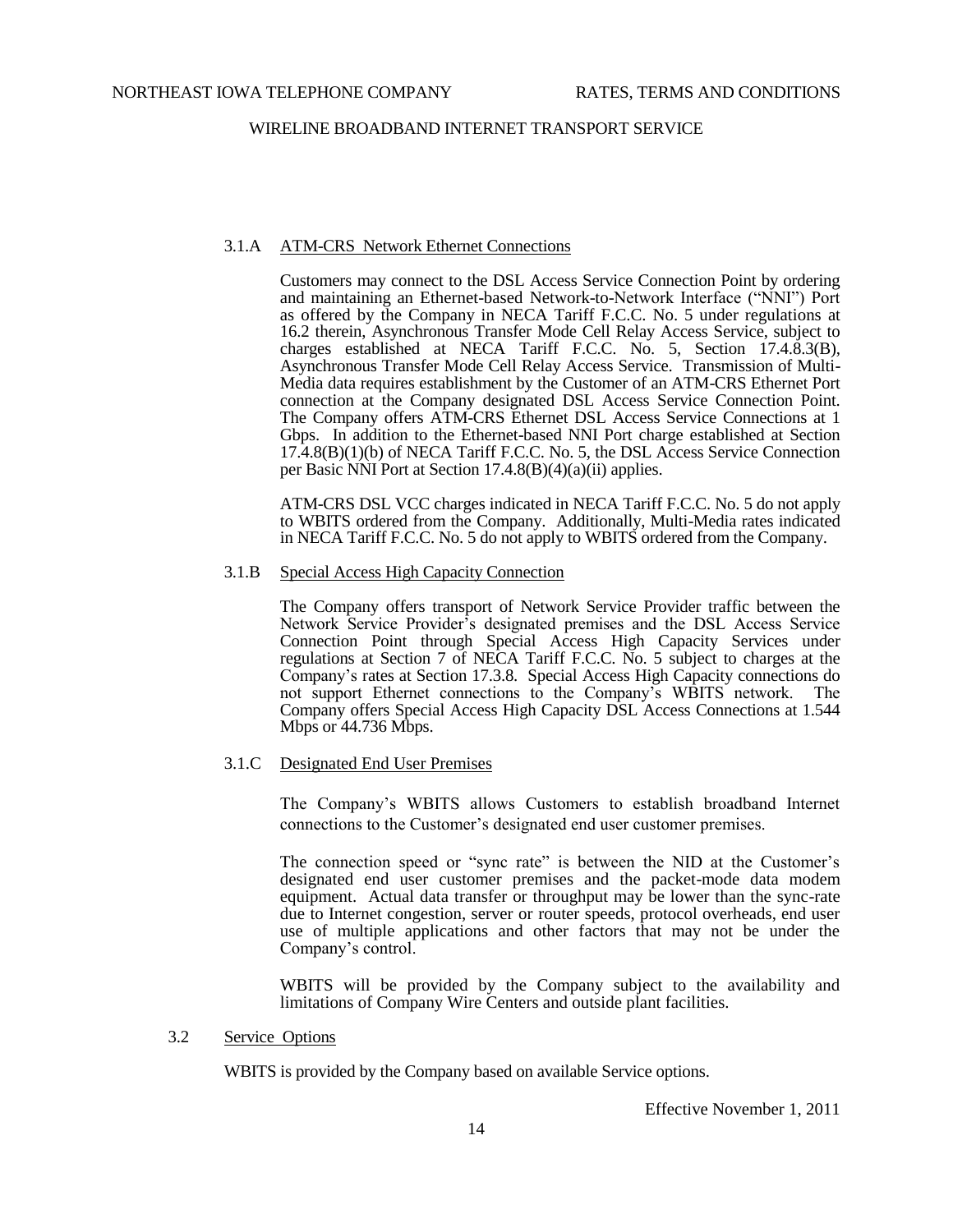### 3.1.A ATM-CRS Network Ethernet Connections

Customers may connect to the DSL Access Service Connection Point by ordering and maintaining an Ethernet-based Network-to-Network Interface ("NNI") Port as offered by the Company in NECA Tariff F.C.C. No. 5 under regulations at 16.2 therein, Asynchronous Transfer Mode Cell Relay Access Service, subject to charges established at NECA Tariff F.C.C. No. 5, Section 17.4.8.3(B), Asynchronous Transfer Mode Cell Relay Access Service. Transmission of Multi-Media data requires establishment by the Customer of an ATM-CRS Ethernet Port connection at the Company designated DSL Access Service Connection Point. The Company offers ATM-CRS Ethernet DSL Access Service Connections at 1 Gbps. In addition to the Ethernet-based NNI Port charge established at Section 17.4.8(B)(1)(b) of NECA Tariff F.C.C. No. 5, the DSL Access Service Connection per Basic NNI Port at Section 17.4.8(B)(4)(a)(ii) applies.

ATM-CRS DSL VCC charges indicated in NECA Tariff F.C.C. No. 5 do not apply to WBITS ordered from the Company. Additionally, Multi-Media rates indicated in NECA Tariff F.C.C. No. 5 do not apply to WBITS ordered from the Company.

### 3.1.B Special Access High Capacity Connection

The Company offers transport of Network Service Provider traffic between the Network Service Provider's designated premises and the DSL Access Service Connection Point through Special Access High Capacity Services under regulations at Section 7 of NECA Tariff F.C.C. No. 5 subject to charges at the Company's rates at Section 17.3.8. Special Access High Capacity connections do not support Ethernet connections to the Company's WBITS network. The Company offers Special Access High Capacity DSL Access Connections at 1.544 Mbps or 44.736 Mbps.

### 3.1.C Designated End User Premises

The Company's WBITS allows Customers to establish broadband Internet connections to the Customer's designated end user customer premises.

The connection speed or "sync rate" is between the NID at the Customer's designated end user customer premises and the packet-mode data modem equipment. Actual data transfer or throughput may be lower than the sync-rate due to Internet congestion, server or router speeds, protocol overheads, end user use of multiple applications and other factors that may not be under the Company's control.

WBITS will be provided by the Company subject to the availability and limitations of Company Wire Centers and outside plant facilities.

## 3.2 Service Options

WBITS is provided by the Company based on available Service options.

Effective November 1, 2011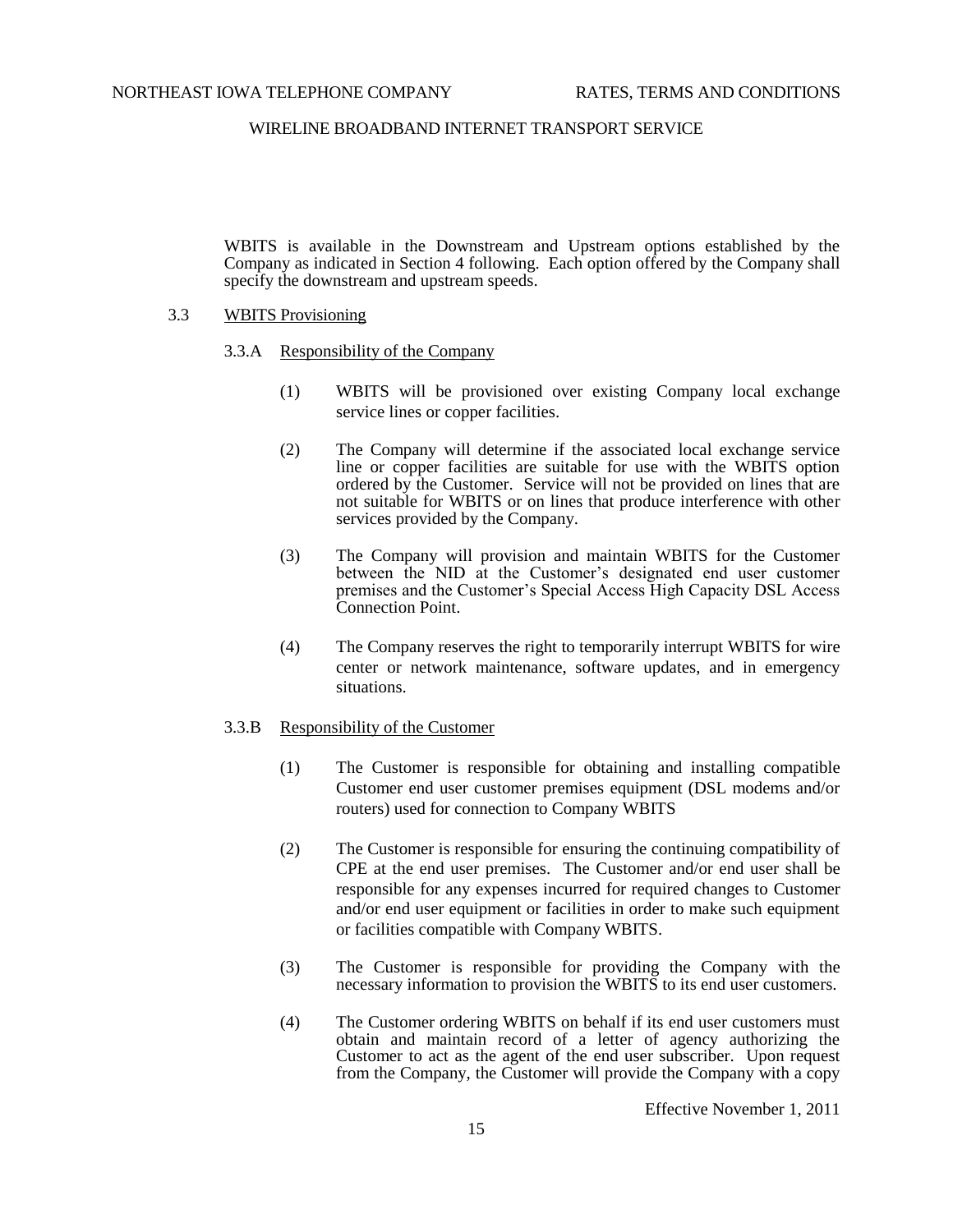WBITS is available in the Downstream and Upstream options established by the Company as indicated in Section 4 following. Each option offered by the Company shall specify the downstream and upstream speeds.

3.3 WBITS Provisioning

3.3.A Responsibility of the Company

(1) WBITS will be provisioned over existing Company local exchange service lines or copper facilities.

(2) The Company will determine if the associated local exchange service line or copper facilities are suitable for use with the WBITS option ordered by the Customer. Service will not be provided on lines that are not suitable for WBITS or on lines that produce interference with other services provided by the Company.

(3) The Company will provision and maintain WBITS for the Customer between the NID at the Customer's designated end user customer premises and the Customer's Special Access High Capacity DSL Access Connection Point.

(4) The Company reserves the right to temporarily interrupt WBITS for wire center or network maintenance, software updates, and in emergency situations.

3.3.B Responsibility of the Customer

(1) The Customer is responsible for obtaining and installing compatible Customer end user customer premises equipment (DSL modems and/or routers) used for connection to Company WBITS

(2) The Customer is responsible for ensuring the continuing compatibility of CPE at the end user premises. The Customer and/or end user shall be responsible for any expenses incurred for required changes to Customer and/or end user equipment or facilities in order to make such equipment or facilities compatible with Company WBITS.

(3) The Customer is responsible for providing the Company with the necessary information to provision the WBITS to its end user customers.

(4) The Customer ordering WBITS on behalf if its end user customers must obtain and maintain record of a letter of agency authorizing the Customer to act as the agent of the end user subscriber. Upon request from the Company, the Customer will provide the Company with a copy

Effective November 1, 2011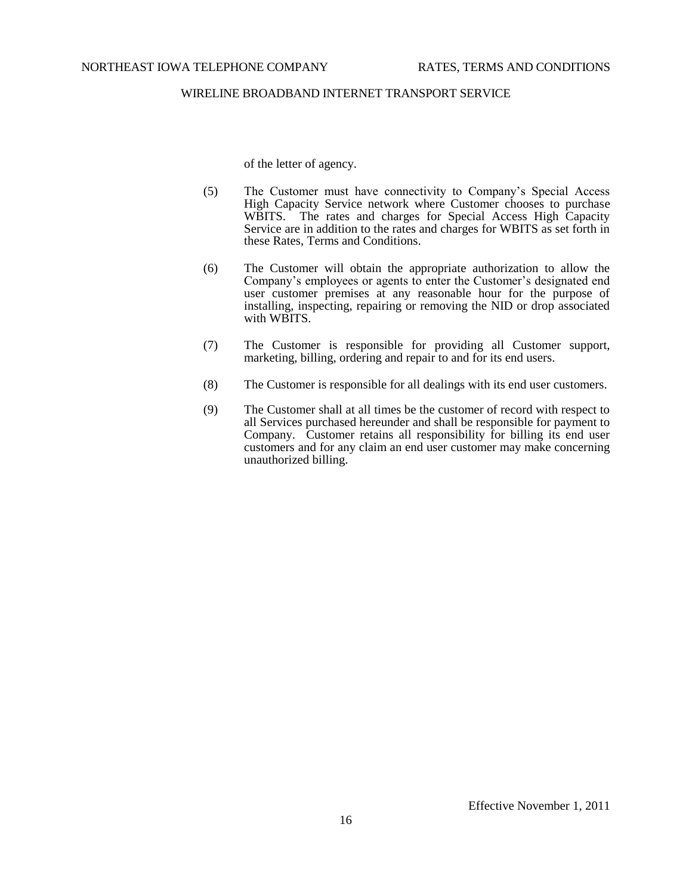of the letter of agency.

(5) The Customer must have connectivity to Company's Special Access High Capacity Service network where Customer chooses to purchase WBITS. The rates and charges for Special Access High Capacity Service are in addition to the rates and charges for WBITS as set forth in these Rates, Terms and Conditions.

(6) The Customer will obtain the appropriate authorization to allow the Company's employees or agents to enter the Customer's designated end user customer premises at any reasonable hour for the purpose of installing, inspecting, repairing or removing the NID or drop associated with WBITS.

(7) The Customer is responsible for providing all Customer support, marketing, billing, ordering and repair to and for its end users.

(8) The Customer is responsible for all dealings with its end user customers.

(9) The Customer shall at all times be the customer of record with respect to all Services purchased hereunder and shall be responsible for payment to Company. Customer retains all responsibility for billing its end user customers and for any claim an end user customer may make concerning unauthorized billing.

Effective November 1, 2011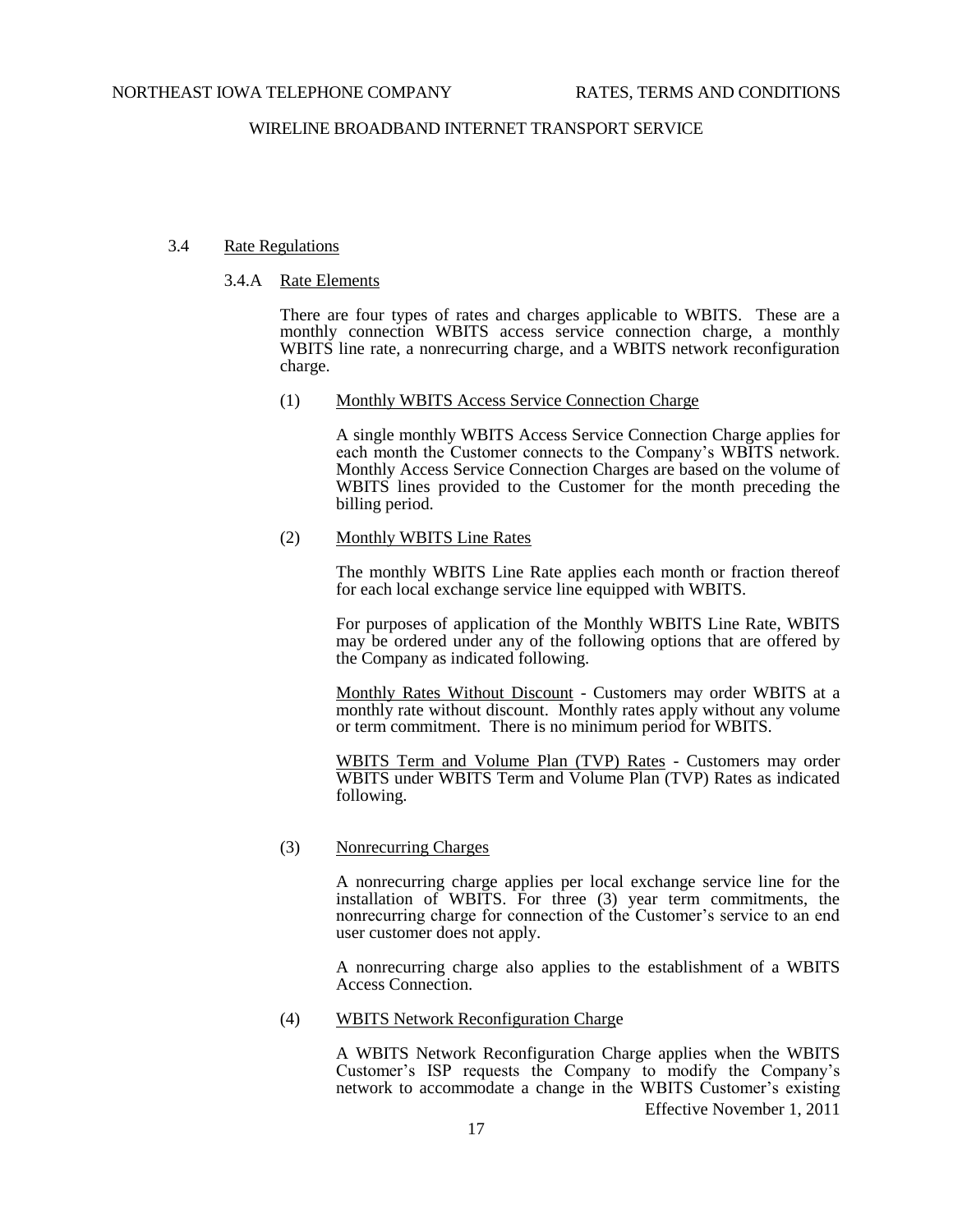### 3.4 Rate Regulations

#### 3.4.A Rate Elements

There are four types of rates and charges applicable to WBITS. These are a monthly connection WBITS access service connection charge, a monthly WBITS line rate, a nonrecurring charge, and a WBITS network reconfiguration charge.

(1) Monthly WBITS Access Service Connection Charge

A single monthly WBITS Access Service Connection Charge applies for each month the Customer connects to the Company's WBITS network. Monthly Access Service Connection Charges are based on the volume of WBITS lines provided to the Customer for the month preceding the billing period.

(2) Monthly WBITS Line Rates

The monthly WBITS Line Rate applies each month or fraction thereof for each local exchange service line equipped with WBITS.

For purposes of application of the Monthly WBITS Line Rate, WBITS may be ordered under any of the following options that are offered by the Company as indicated following.

Monthly Rates Without Discount - Customers may order WBITS at a monthly rate without discount. Monthly rates apply without any volume or term commitment. There is no minimum period for WBITS.

WBITS Term and Volume Plan (TVP) Rates - Customers may order WBITS under WBITS Term and Volume Plan (TVP) Rates as indicated following.

(3) Nonrecurring Charges

A nonrecurring charge applies per local exchange service line for the installation of WBITS. For three (3) year term commitments, the nonrecurring charge for connection of the Customer's service to an end user customer does not apply.

A nonrecurring charge also applies to the establishment of a WBITS Access Connection.

(4) WBITS Network Reconfiguration Charge

A WBITS Network Reconfiguration Charge applies when the WBITS Customer's ISP requests the Company to modify the Company's network to accommodate a change in the WBITS Customer's existing

Effective November 1, 2011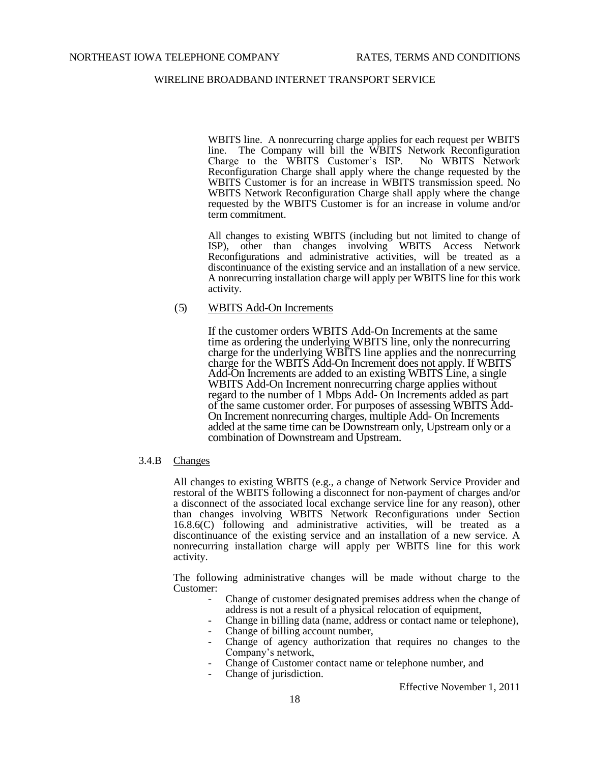WBITS line. A nonrecurring charge applies for each request per WBITS line. The Company will bill the WBITS Network Reconfiguration Charge to the WBITS Customer's ISP. No WBITS Network Reconfiguration Charge shall apply where the change requested by the WBITS Customer is for an increase in WBITS transmission speed. No WBITS Network Reconfiguration Charge shall apply where the change requested by the WBITS Customer is for an increase in volume and/or term commitment.

All changes to existing WBITS (including but not limited to change of ISP), other than changes involving WBITS Access Network Reconfigurations and administrative activities, will be treated as a discontinuance of the existing service and an installation of a new service. A nonrecurring installation charge will apply per WBITS line for this work activity.

(5) WBITS Add-On Increments

If the customer orders WBITS Add-On Increments at the same time as ordering the underlying WBITS line, only the nonrecurring charge for the underlying WBITS line applies and the nonrecurring charge for the WBITS Add-On Increment does not apply. If WBITS Add-On Increments are added to an existing WBITS Line, a single WBITS Add-On Increment nonrecurring charge applies without regard to the number of 1 Mbps Add- On Increments added as part of the same customer order. For purposes of assessing WBITS Add-On Increment nonrecurring charges, multiple Add- On Increments added at the same time can be Downstream only, Upstream only or a combination of Downstream and Upstream.

3.4.B Changes

All changes to existing WBITS (e.g., a change of Network Service Provider and restoral of the WBITS following a disconnect for non-payment of charges and/or a disconnect of the associated local exchange service line for any reason), other than changes involving WBITS Network Reconfigurations under Section 16.8.6(C) following and administrative activities, will be treated as a discontinuance of the existing service and an installation of a new service. A nonrecurring installation charge will apply per WBITS line for this work activity.

The following administrative changes will be made without charge to the Customer:

- Change of customer designated premises address when the change of address is not a result of a physical relocation of equipment,
- Change in billing data (name, address or contact name or telephone),
- Change of billing account number,
- Change of agency authorization that requires no changes to the Company's network,
- Change of Customer contact name or telephone number, and
- Change of jurisdiction.

Effective November 1, 2011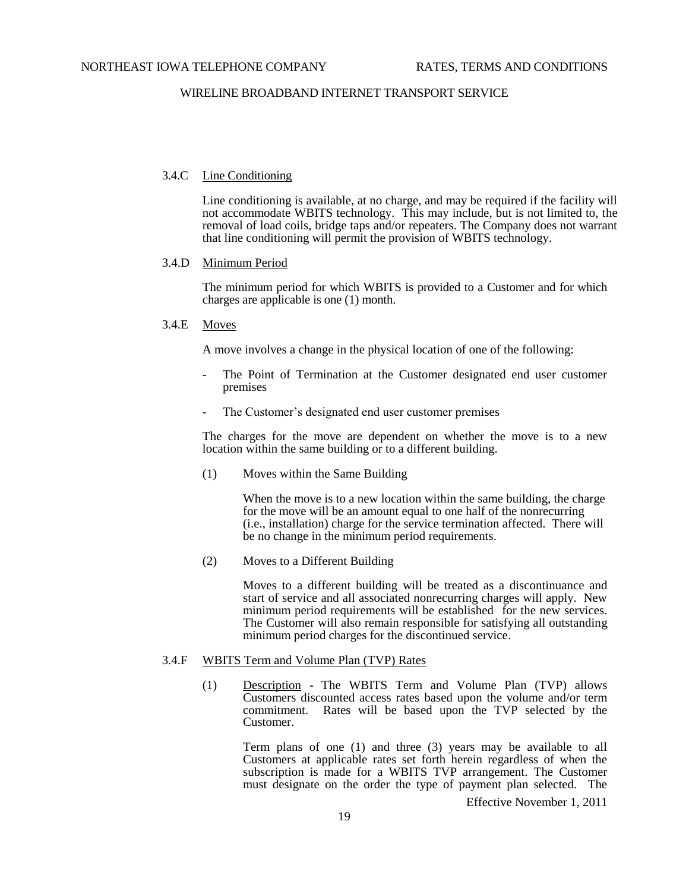3.4.C <u>Line Conditioning</u>

Line conditioning is available, at no charge, and may be required if the facility will not accommodate WBITS technology. This may include, but is not limited to, the removal of load coils, bridge taps and/or repeaters. The Company does not warrant that line conditioning will permit the provision of WBITS technology.

3.4.D <u>Minimum Period</u>

The minimum period for which WBITS is provided to a Customer and for which charges are applicable is one (1) month.

3.4.E <u>Moves</u>

A move involves a change in the physical location of one of the following:

- The Point of Termination at the Customer designated end user customer premises
- The Customer's designated end user customer premises

The charges for the move are dependent on whether the move is to a new location within the same building or to a different building.

(1) Moves within the Same Building

When the move is to a new location within the same building, the charge for the move will be an amount equal to one half of the nonrecurring (i.e., installation) charge for the service termination affected. There will be no change in the minimum period requirements.

(2) Moves to a Different Building

Moves to a different building will be treated as a discontinuance and start of service and all associated nonrecurring charges will apply. New minimum period requirements will be established for the new services. The Customer will also remain responsible for satisfying all outstanding minimum period charges for the discontinued service.

3.4.F <u>WBITS Term and Volume Plan (TVP) Rates</u>

(1) <u>Description</u> - The WBITS Term and Volume Plan (TVP) allows Customers discounted access rates based upon the volume and/or term commitment. Rates will be based upon the TVP selected by the Customer.

Term plans of one (1) and three (3) years may be available to all Customers at applicable rates set forth herein regardless of when the subscription is made for a WBITS TVP arrangement. The Customer must designate on the order the type of payment plan selected. The

Effective November 1, 2011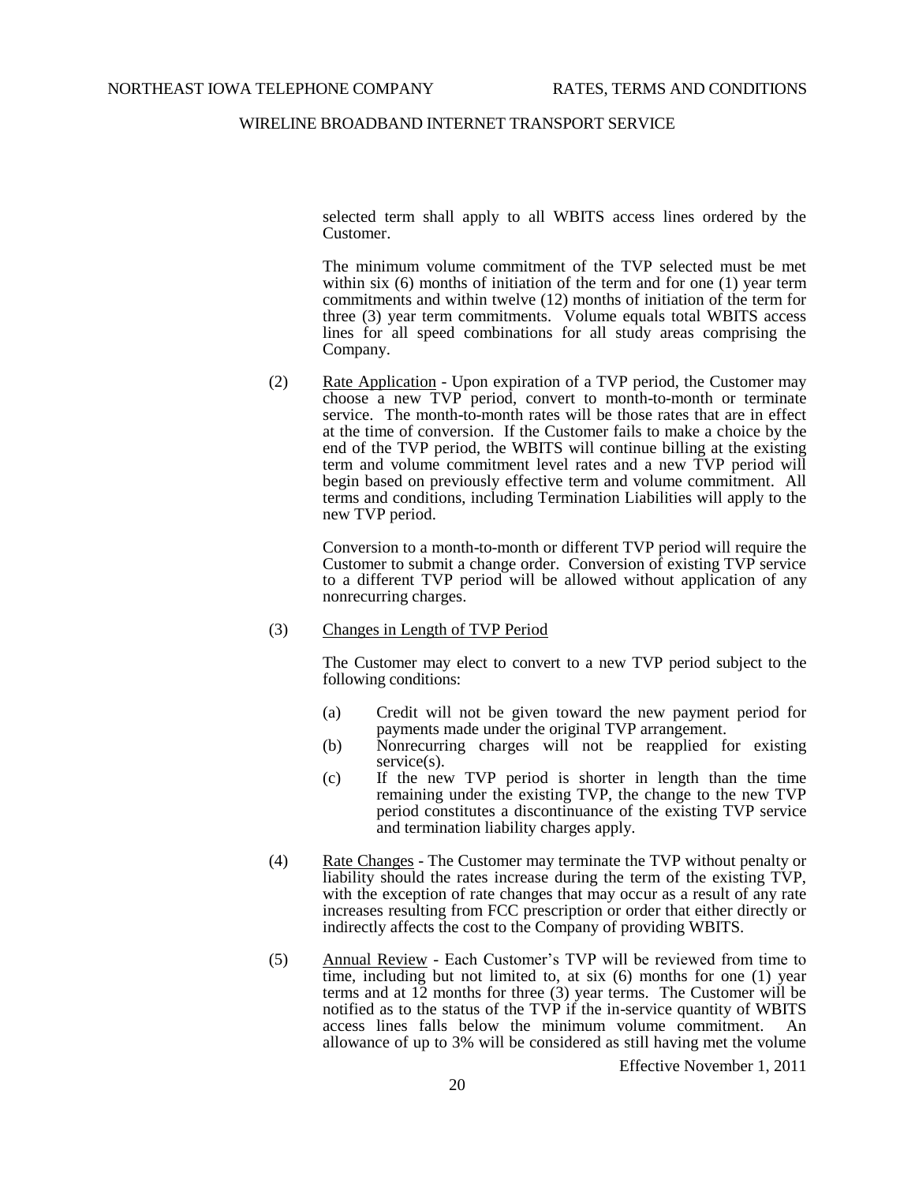selected term shall apply to all WBITS access lines ordered by the Customer.

The minimum volume commitment of the TVP selected must be met within six (6) months of initiation of the term and for one (1) year term commitments and within twelve (12) months of initiation of the term for three (3) year term commitments. Volume equals total WBITS access lines for all speed combinations for all study areas comprising the Company.

(2) Rate Application - Upon expiration of a TVP period, the Customer may choose a new TVP period, convert to month-to-month or terminate service. The month-to-month rates will be those rates that are in effect at the time of conversion. If the Customer fails to make a choice by the end of the TVP period, the WBITS will continue billing at the existing term and volume commitment level rates and a new TVP period will begin based on previously effective term and volume commitment. All terms and conditions, including Termination Liabilities will apply to the new TVP period.

Conversion to a month-to-month or different TVP period will require the Customer to submit a change order. Conversion of existing TVP service to a different TVP period will be allowed without application of any nonrecurring charges.

(3) Changes in Length of TVP Period

The Customer may elect to convert to a new TVP period subject to the following conditions:

(a) Credit will not be given toward the new payment period for payments made under the original TVP arrangement.
(b) Nonrecurring charges will not be reapplied for existing service(s).
(c) If the new TVP period is shorter in length than the time remaining under the existing TVP, the change to the new TVP period constitutes a discontinuance of the existing TVP service and termination liability charges apply.

(4) Rate Changes - The Customer may terminate the TVP without penalty or liability should the rates increase during the term of the existing TVP, with the exception of rate changes that may occur as a result of any rate increases resulting from FCC prescription or order that either directly or indirectly affects the cost to the Company of providing WBITS.

(5) Annual Review - Each Customer's TVP will be reviewed from time to time, including but not limited to, at six (6) months for one (1) year terms and at 12 months for three (3) year terms. The Customer will be notified as to the status of the TVP if the in-service quantity of WBITS access lines falls below the minimum volume commitment. An allowance of up to 3% will be considered as still having met the volume

Effective November 1, 2011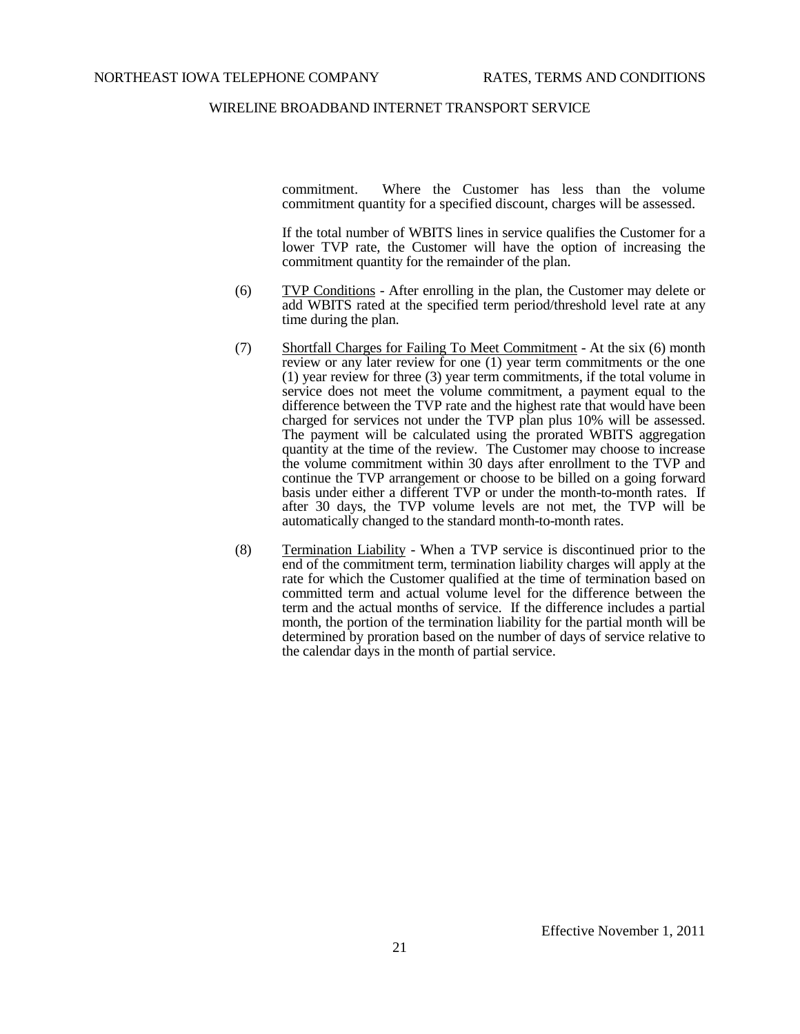commitment. Where the Customer has less than the volume commitment quantity for a specified discount, charges will be assessed.

If the total number of WBITS lines in service qualifies the Customer for a lower TVP rate, the Customer will have the option of increasing the commitment quantity for the remainder of the plan.

(6) <u>TVP Conditions</u> - After enrolling in the plan, the Customer may delete or add WBITS rated at the specified term period/threshold level rate at any time during the plan.

(7) <u>Shortfall Charges for Failing To Meet Commitment</u> - At the six (6) month review or any later review for one (1) year term commitments or the one (1) year review for three (3) year term commitments, if the total volume in service does not meet the volume commitment, a payment equal to the difference between the TVP rate and the highest rate that would have been charged for services not under the TVP plan plus 10% will be assessed. The payment will be calculated using the prorated WBITS aggregation quantity at the time of the review. The Customer may choose to increase the volume commitment within 30 days after enrollment to the TVP and continue the TVP arrangement or choose to be billed on a going forward basis under either a different TVP or under the month-to-month rates. If after 30 days, the TVP volume levels are not met, the TVP will be automatically changed to the standard month-to-month rates.

(8) <u>Termination Liability</u> - When a TVP service is discontinued prior to the end of the commitment term, termination liability charges will apply at the rate for which the Customer qualified at the time of termination based on committed term and actual volume level for the difference between the term and the actual months of service. If the difference includes a partial month, the portion of the termination liability for the partial month will be determined by proration based on the number of days of service relative to the calendar days in the month of partial service.

Effective November 1, 2011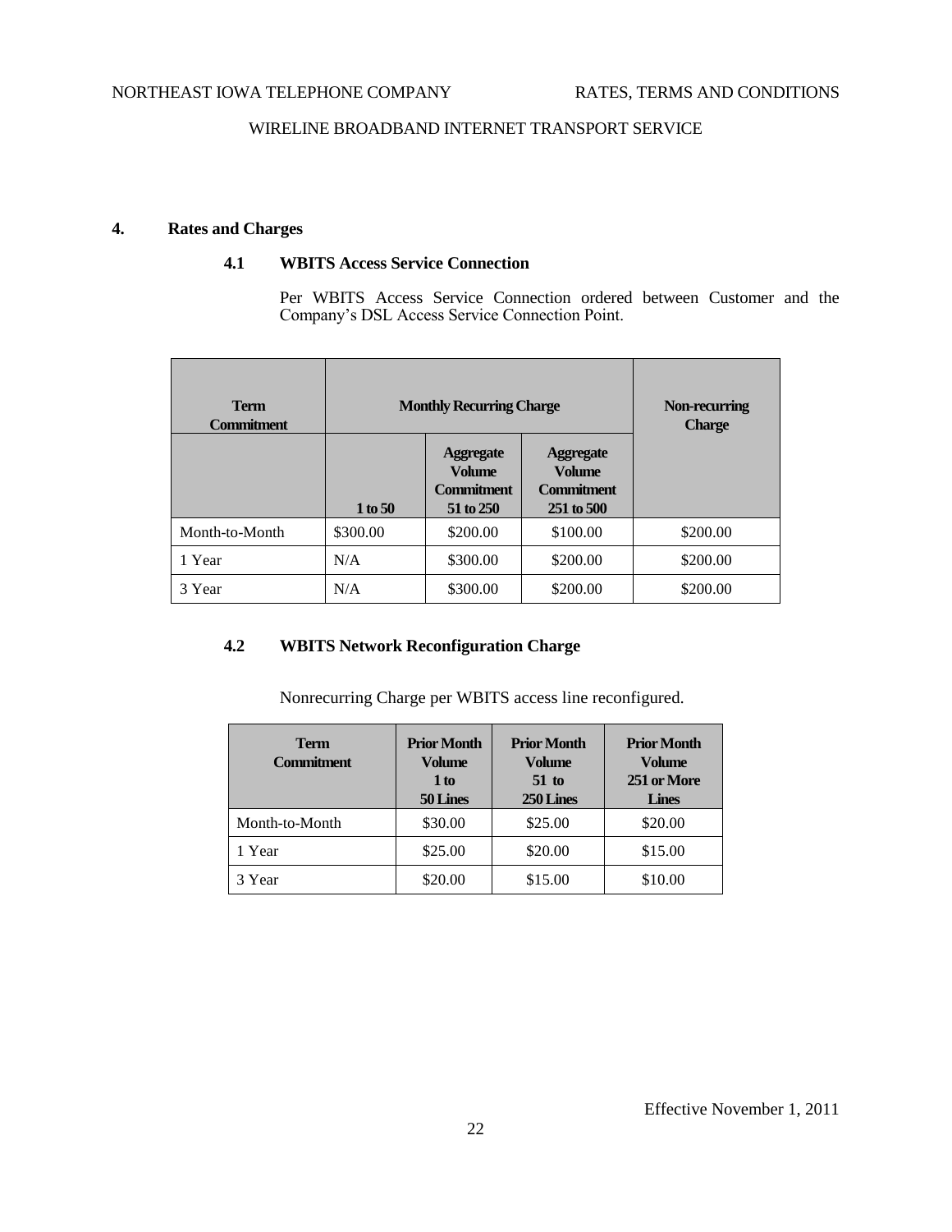## 4. Rates and Charges

### 4.1 WBITS Access Service Connection

Per WBITS Access Service Connection ordered between Customer and the Company's DSL Access Service Connection Point.

| Term Commitment | Monthly Recurring Charge | | | Non-recurring Charge |
|---|---|---|---|---|
| | 1 to 50 | Aggregate Volume Commitment 51 to 250 | Aggregate Volume Commitment 251 to 500 | |
| Month-to-Month | $300.00 | $200.00 | $100.00 | $200.00 |
| 1 Year | N/A | $300.00 | $200.00 | $200.00 |
| 3 Year | N/A | $300.00 | $200.00 | $200.00 |

### 4.2 WBITS Network Reconfiguration Charge

Nonrecurring Charge per WBITS access line reconfigured.

| Term Commitment | Prior Month Volume 1 to 50 Lines | Prior Month Volume 51 to 250 Lines | Prior Month Volume 251 or More Lines |
|---|---|---|---|
| Month-to-Month | $30.00 | $25.00 | $20.00 |
| 1 Year | $25.00 | $20.00 | $15.00 |
| 3 Year | $20.00 | $15.00 | $10.00 |

Effective November 1, 2011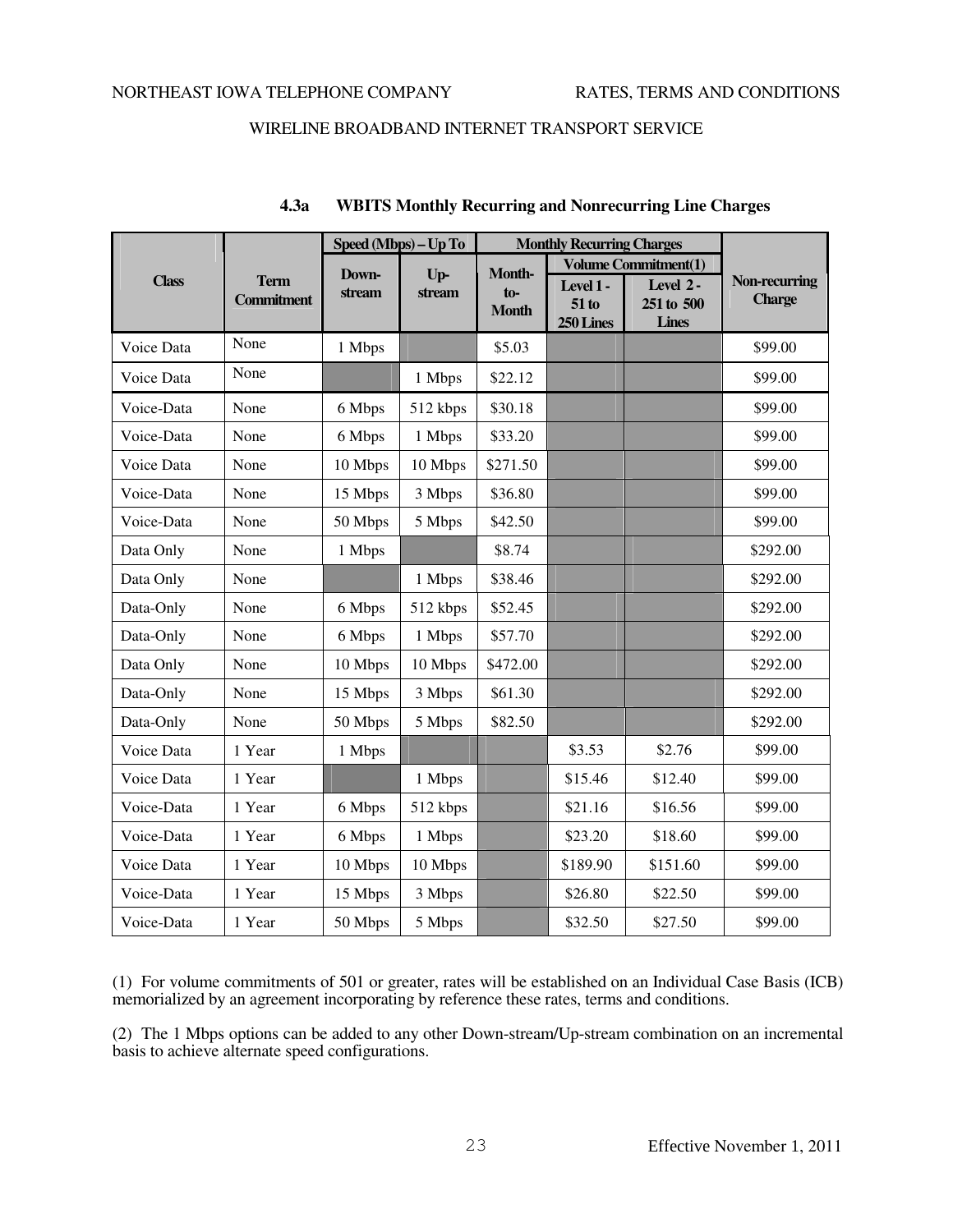NORTHEAST IOWA TELEPHONE COMPANY RATES, TERMS AND CONDITIONS

WIRELINE BROADBAND INTERNET TRANSPORT SERVICE

### 4.3a WBITS Monthly Recurring and Nonrecurring Line Charges

| Class | Term Commitment | Speed (Mbps) – Up To | | Monthly Recurring Charges | | | Non-recurring Charge |
|---|---|---|---|---|---|---|---|
| | | Down-stream | Up-stream | Month-to-Month | Volume Commitment(1) | | |
| | | | | | Level 1 - 51 to 250 Lines | Level 2 - 251 to 500 Lines | |
| Voice Data | None | 1 Mbps | | $5.03 | | | $99.00 |
| Voice Data | None | | 1 Mbps | $22.12 | | | $99.00 |
| Voice-Data | None | 6 Mbps | 512 kbps | $30.18 | | | $99.00 |
| Voice-Data | None | 6 Mbps | 1 Mbps | $33.20 | | | $99.00 |
| Voice Data | None | 10 Mbps | 10 Mbps | $271.50 | | | $99.00 |
| Voice-Data | None | 15 Mbps | 3 Mbps | $36.80 | | | $99.00 |
| Voice-Data | None | 50 Mbps | 5 Mbps | $42.50 | | | $99.00 |
| Data Only | None | 1 Mbps | | $8.74 | | | $292.00 |
| Data Only | None | | 1 Mbps | $38.46 | | | $292.00 |
| Data-Only | None | 6 Mbps | 512 kbps | $52.45 | | | $292.00 |
| Data-Only | None | 6 Mbps | 1 Mbps | $57.70 | | | $292.00 |
| Data Only | None | 10 Mbps | 10 Mbps | $472.00 | | | $292.00 |
| Data-Only | None | 15 Mbps | 3 Mbps | $61.30 | | | $292.00 |
| Data-Only | None | 50 Mbps | 5 Mbps | $82.50 | | | $292.00 |
| Voice Data | 1 Year | 1 Mbps | | | $3.53 | $2.76 | $99.00 |
| Voice Data | 1 Year | | 1 Mbps | | $15.46 | $12.40 | $99.00 |
| Voice-Data | 1 Year | 6 Mbps | 512 kbps | | $21.16 | $16.56 | $99.00 |
| Voice-Data | 1 Year | 6 Mbps | 1 Mbps | | $23.20 | $18.60 | $99.00 |
| Voice Data | 1 Year | 10 Mbps | 10 Mbps | | $189.90 | $151.60 | $99.00 |
| Voice-Data | 1 Year | 15 Mbps | 3 Mbps | | $26.80 | $22.50 | $99.00 |
| Voice-Data | 1 Year | 50 Mbps | 5 Mbps | | $32.50 | $27.50 | $99.00 |

(1) For volume commitments of 501 or greater, rates will be established on an Individual Case Basis (ICB) memorialized by an agreement incorporating by reference these rates, terms and conditions.

(2) The 1 Mbps options can be added to any other Down-stream/Up-stream combination on an incremental basis to achieve alternate speed configurations.

Effective November 1, 2011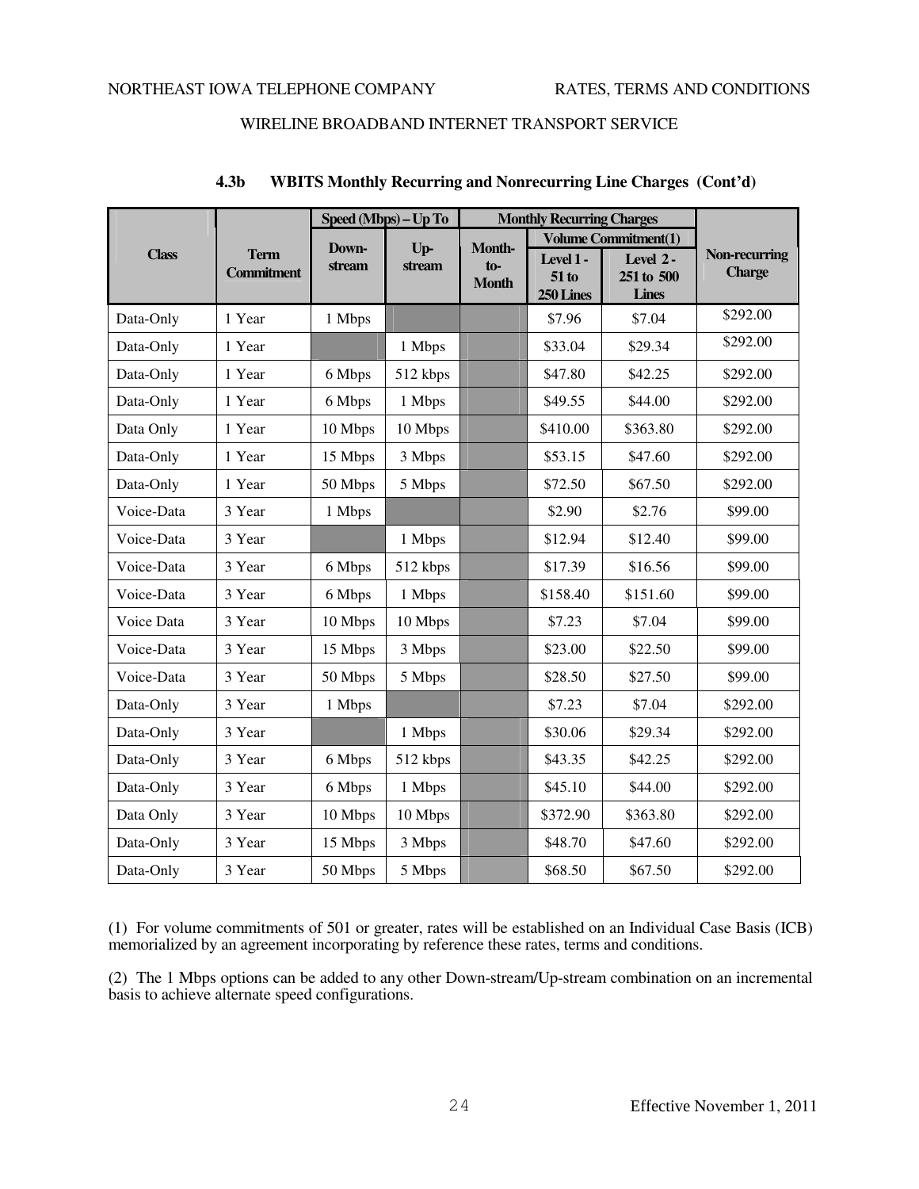NORTHEAST IOWA TELEPHONE COMPANY RATES, TERMS AND CONDITIONS

WIRELINE BROADBAND INTERNET TRANSPORT SERVICE

### 4.3b WBITS Monthly Recurring and Nonrecurring Line Charges (Cont'd)

| Class | Term Commitment | Speed (Mbps) – Up To | | Monthly Recurring Charges | | | Non-recurring Charge |
|---|---|---|---|---|---|---|---|
| | | Down-stream | Up-stream | Month-to-Month | Volume Commitment(1) | | |
| | | | | | Level 1 - 51 to 250 Lines | Level 2 - 251 to 500 Lines | |
| Data-Only | 1 Year | 1 Mbps | | | $7.96 | $7.04 | $292.00 |
| Data-Only | 1 Year | | 1 Mbps | | $33.04 | $29.34 | $292.00 |
| Data-Only | 1 Year | 6 Mbps | 512 kbps | | $47.80 | $42.25 | $292.00 |
| Data-Only | 1 Year | 6 Mbps | 1 Mbps | | $49.55 | $44.00 | $292.00 |
| Data Only | 1 Year | 10 Mbps | 10 Mbps | | $410.00 | $363.80 | $292.00 |
| Data-Only | 1 Year | 15 Mbps | 3 Mbps | | $53.15 | $47.60 | $292.00 |
| Data-Only | 1 Year | 50 Mbps | 5 Mbps | | $72.50 | $67.50 | $292.00 |
| Voice-Data | 3 Year | 1 Mbps | | | $2.90 | $2.76 | $99.00 |
| Voice-Data | 3 Year | | 1 Mbps | | $12.94 | $12.40 | $99.00 |
| Voice-Data | 3 Year | 6 Mbps | 512 kbps | | $17.39 | $16.56 | $99.00 |
| Voice-Data | 3 Year | 6 Mbps | 1 Mbps | | $158.40 | $151.60 | $99.00 |
| Voice Data | 3 Year | 10 Mbps | 10 Mbps | | $7.23 | $7.04 | $99.00 |
| Voice-Data | 3 Year | 15 Mbps | 3 Mbps | | $23.00 | $22.50 | $99.00 |
| Voice-Data | 3 Year | 50 Mbps | 5 Mbps | | $28.50 | $27.50 | $99.00 |
| Data-Only | 3 Year | 1 Mbps | | | $7.23 | $7.04 | $292.00 |
| Data-Only | 3 Year | | 1 Mbps | | $30.06 | $29.34 | $292.00 |
| Data-Only | 3 Year | 6 Mbps | 512 kbps | | $43.35 | $42.25 | $292.00 |
| Data-Only | 3 Year | 6 Mbps | 1 Mbps | | $45.10 | $44.00 | $292.00 |
| Data Only | 3 Year | 10 Mbps | 10 Mbps | | $372.90 | $363.80 | $292.00 |
| Data-Only | 3 Year | 15 Mbps | 3 Mbps | | $48.70 | $47.60 | $292.00 |
| Data-Only | 3 Year | 50 Mbps | 5 Mbps | | $68.50 | $67.50 | $292.00 |

(1) For volume commitments of 501 or greater, rates will be established on an Individual Case Basis (ICB) memorialized by an agreement incorporating by reference these rates, terms and conditions.

(2) The 1 Mbps options can be added to any other Down-stream/Up-stream combination on an incremental basis to achieve alternate speed configurations.

Effective November 1, 2011